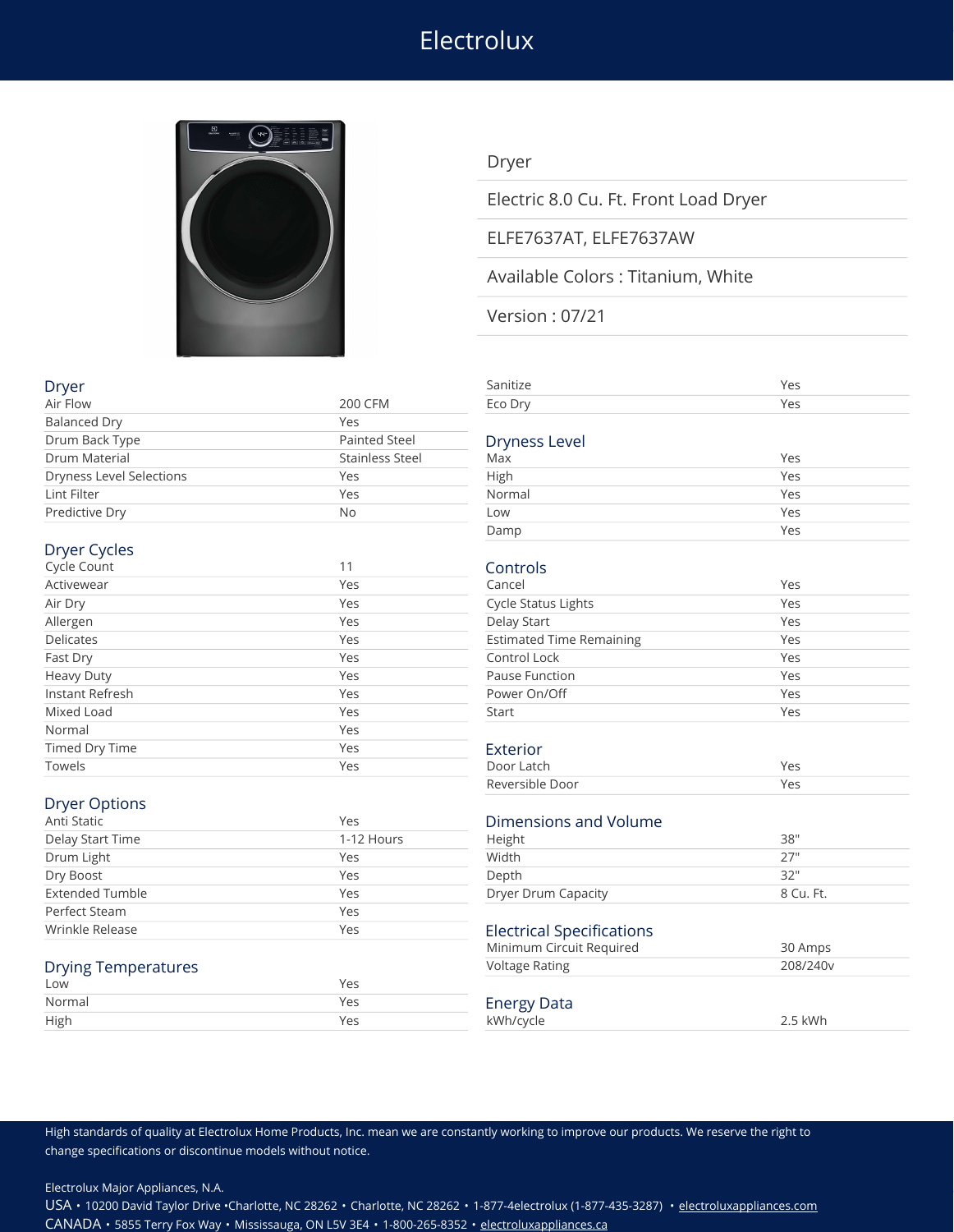# Electrolux

Dryer

Electric 8.0 Cu. Ft. Front Load Dryer

ELFE7637AT, ELFE7637AW

Available Colors : Titanium, White

Version : 07/21

## Dryer

| | |
|---|---|
| Air Flow | 200 CFM |
| Balanced Dry | Yes |
| Drum Back Type | Painted Steel |
| Drum Material | Stainless Steel |
| Dryness Level Selections | Yes |
| Lint Filter | Yes |
| Predictive Dry | No |

## Dryer Cycles

| | |
|---|---|
| Cycle Count | 11 |
| Activewear | Yes |
| Air Dry | Yes |
| Allergen | Yes |
| Delicates | Yes |
| Fast Dry | Yes |
| Heavy Duty | Yes |
| Instant Refresh | Yes |
| Mixed Load | Yes |
| Normal | Yes |
| Timed Dry Time | Yes |
| Towels | Yes |
| Sanitize | Yes |
| Eco Dry | Yes |

## Dryer Options

| | |
|---|---|
| Anti Static | Yes |
| Delay Start Time | 1-12 Hours |
| Drum Light | Yes |
| Dry Boost | Yes |
| Extended Tumble | Yes |
| Perfect Steam | Yes |
| Wrinkle Release | Yes |

## Drying Temperatures

| | |
|---|---|
| Low | Yes |
| Normal | Yes |
| High | Yes |

## Dryness Level

| | |
|---|---|
| Max | Yes |
| High | Yes |
| Normal | Yes |
| Low | Yes |
| Damp | Yes |

## Controls

| | |
|---|---|
| Cancel | Yes |
| Cycle Status Lights | Yes |
| Delay Start | Yes |
| Estimated Time Remaining | Yes |
| Control Lock | Yes |
| Pause Function | Yes |
| Power On/Off | Yes |
| Start | Yes |

## Exterior

| | |
|---|---|
| Door Latch | Yes |
| Reversible Door | Yes |

## Dimensions and Volume

| | |
|---|---|
| Height | 38" |
| Width | 27" |
| Depth | 32" |
| Dryer Drum Capacity | 8 Cu. Ft. |

## Electrical Specifications

| | |
|---|---|
| Minimum Circuit Required | 30 Amps |
| Voltage Rating | 208/240v |

## Energy Data

| | |
|---|---|
| kWh/cycle | 2.5 kWh |

High standards of quality at Electrolux Home Products, Inc. mean we are constantly working to improve our products. We reserve the right to change specifications or discontinue models without notice.

Electrolux Major Appliances, N.A.

USA • 10200 David Taylor Drive •Charlotte, NC 28262 • Charlotte, NC 28262 • 1-877-4electrolux (1-877-435-3287) • electroluxappliances.com

CANADA • 5855 Terry Fox Way • Mississauga, ON L5V 3E4 • 1-800-265-8352 • electroluxappliances.ca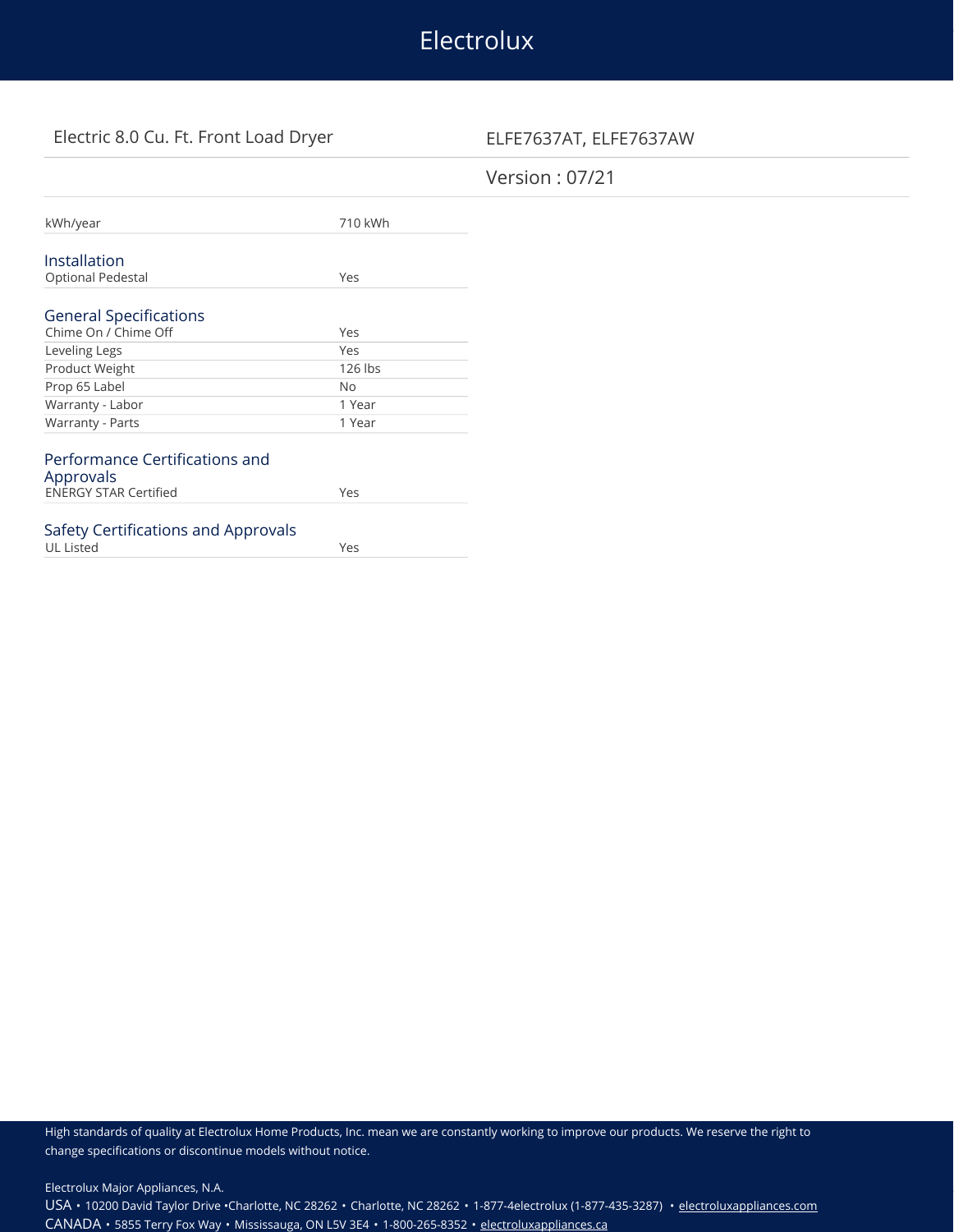| | |
|---|---|
| kWh/year | 710 kWh |

## Installation

| | |
|---|---|
| Optional Pedestal | Yes |

## General Specifications

| | |
|---|---|
| Chime On / Chime Off | Yes |
| Leveling Legs | Yes |
| Product Weight | 126 lbs |
| Prop 65 Label | No |
| Warranty - Labor | 1 Year |
| Warranty - Parts | 1 Year |

## Performance Certifications and Approvals

| | |
|---|---|
| ENERGY STAR Certified | Yes |

## Safety Certifications and Approvals

| | |
|---|---|
| UL Listed | Yes |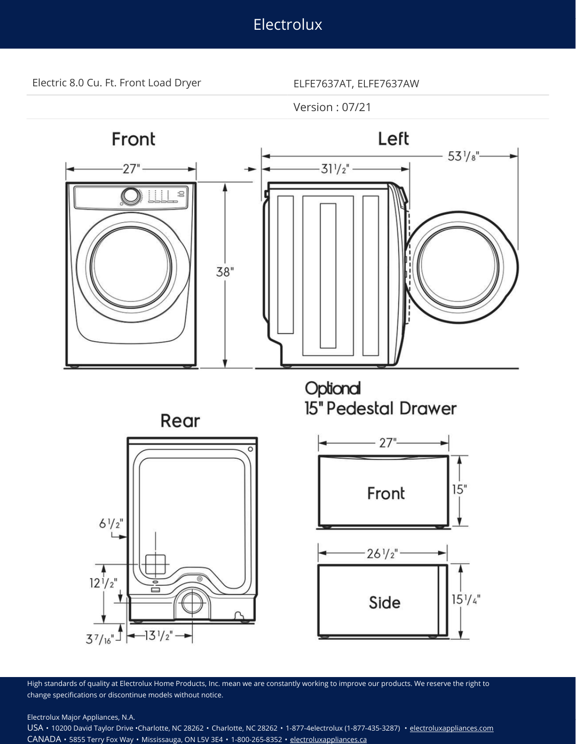# Electrolux

Electric 8.0 Cu. Ft. Front Load Dryer

ELFE7637AT, ELFE7637AW

Version : 07/21

## Front

27"

38"

## Left

31 1/2"

53 1/8"

## Rear

6 1/2"

12 1/2"

3 7/16"

13 1/2"

## Optional 15" Pedestal Drawer

Front

27"

15"

Side

26 1/2"

15 1/4"

High standards of quality at Electrolux Home Products, Inc. mean we are constantly working to improve our products. We reserve the right to change specifications or discontinue models without notice.

Electrolux Major Appliances, N.A.

USA • 10200 David Taylor Drive •Charlotte, NC 28262 • Charlotte, NC 28262 • 1-877-4electrolux (1-877-435-3287) • electroluxappliances.com

CANADA • 5855 Terry Fox Way • Mississauga, ON L5V 3E4 • 1-800-265-8352 • electroluxappliances.ca